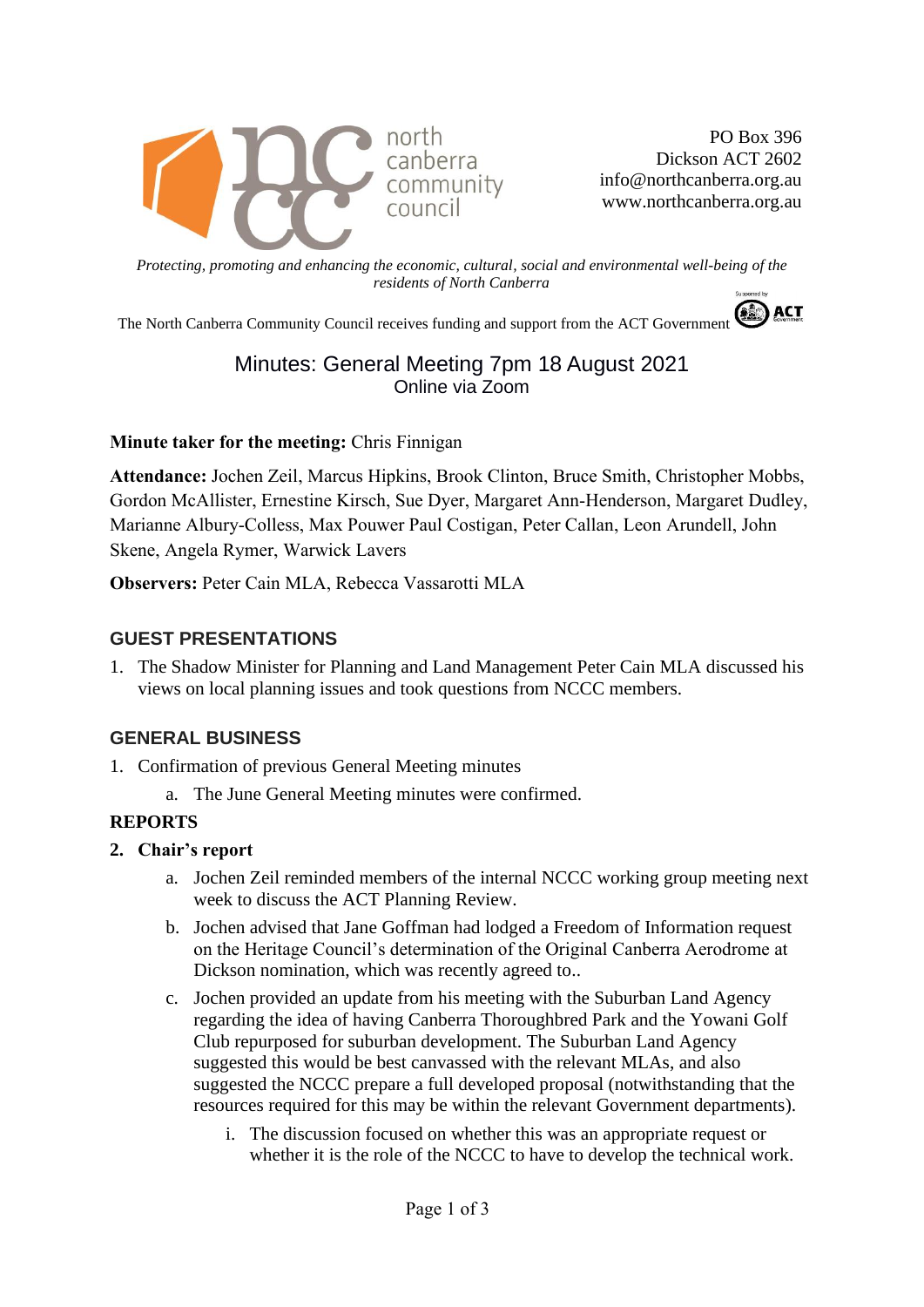north canberra community council

PO Box 396
Dickson ACT 2602
info@northcanberra.org.au
www.northcanberra.org.au

*Protecting, promoting and enhancing the economic, cultural, social and environmental well-being of the residents of North Canberra*

The North Canberra Community Council receives funding and support from the ACT Government

# Minutes: General Meeting 7pm 18 August 2021

Online via Zoom

**Minute taker for the meeting:** Chris Finnigan

**Attendance:** Jochen Zeil, Marcus Hipkins, Brook Clinton, Bruce Smith, Christopher Mobbs, Gordon McAllister, Ernestine Kirsch, Sue Dyer, Margaret Ann-Henderson, Margaret Dudley, Marianne Albury-Colless, Max Pouwer Paul Costigan, Peter Callan, Leon Arundell, John Skene, Angela Rymer, Warwick Lavers

**Observers:** Peter Cain MLA, Rebecca Vassarotti MLA

## GUEST PRESENTATIONS

1. The Shadow Minister for Planning and Land Management Peter Cain MLA discussed his views on local planning issues and took questions from NCCC members.

## GENERAL BUSINESS

1. Confirmation of previous General Meeting minutes
   a. The June General Meeting minutes were confirmed.

**REPORTS**

2. **Chair's report**
   a. Jochen Zeil reminded members of the internal NCCC working group meeting next week to discuss the ACT Planning Review.
   b. Jochen advised that Jane Goffman had lodged a Freedom of Information request on the Heritage Council's determination of the Original Canberra Aerodrome at Dickson nomination, which was recently agreed to..
   c. Jochen provided an update from his meeting with the Suburban Land Agency regarding the idea of having Canberra Thoroughbred Park and the Yowani Golf Club repurposed for suburban development. The Suburban Land Agency suggested this would be best canvassed with the relevant MLAs, and also suggested the NCCC prepare a full developed proposal (notwithstanding that the resources required for this may be within the relevant Government departments).
      i. The discussion focused on whether this was an appropriate request or whether it is the role of the NCCC to have to develop the technical work.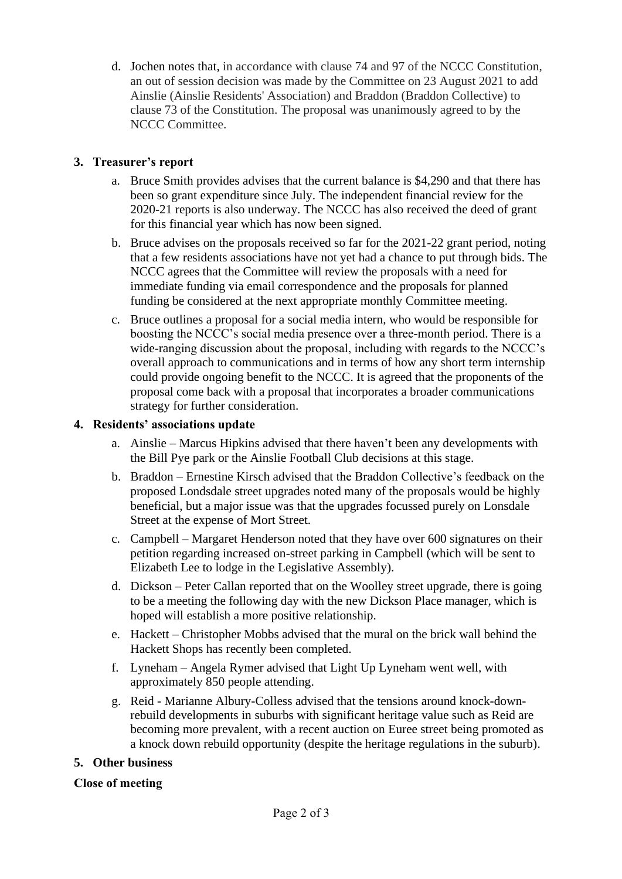d. Jochen notes that, in accordance with clause 74 and 97 of the NCCC Constitution, an out of session decision was made by the Committee on 23 August 2021 to add Ainslie (Ainslie Residents' Association) and Braddon (Braddon Collective) to clause 73 of the Constitution. The proposal was unanimously agreed to by the NCCC Committee.

## 3. Treasurer's report

a. Bruce Smith provides advises that the current balance is $4,290 and that there has been so grant expenditure since July. The independent financial review for the 2020-21 reports is also underway. The NCCC has also received the deed of grant for this financial year which has now been signed.

b. Bruce advises on the proposals received so far for the 2021-22 grant period, noting that a few residents associations have not yet had a chance to put through bids. The NCCC agrees that the Committee will review the proposals with a need for immediate funding via email correspondence and the proposals for planned funding be considered at the next appropriate monthly Committee meeting.

c. Bruce outlines a proposal for a social media intern, who would be responsible for boosting the NCCC's social media presence over a three-month period. There is a wide-ranging discussion about the proposal, including with regards to the NCCC's overall approach to communications and in terms of how any short term internship could provide ongoing benefit to the NCCC. It is agreed that the proponents of the proposal come back with a proposal that incorporates a broader communications strategy for further consideration.

## 4. Residents' associations update

a. Ainslie – Marcus Hipkins advised that there haven't been any developments with the Bill Pye park or the Ainslie Football Club decisions at this stage.

b. Braddon – Ernestine Kirsch advised that the Braddon Collective's feedback on the proposed Londsdale street upgrades noted many of the proposals would be highly beneficial, but a major issue was that the upgrades focussed purely on Lonsdale Street at the expense of Mort Street.

c. Campbell – Margaret Henderson noted that they have over 600 signatures on their petition regarding increased on-street parking in Campbell (which will be sent to Elizabeth Lee to lodge in the Legislative Assembly).

d. Dickson – Peter Callan reported that on the Woolley street upgrade, there is going to be a meeting the following day with the new Dickson Place manager, which is hoped will establish a more positive relationship.

e. Hackett – Christopher Mobbs advised that the mural on the brick wall behind the Hackett Shops has recently been completed.

f. Lyneham – Angela Rymer advised that Light Up Lyneham went well, with approximately 850 people attending.

g. Reid - Marianne Albury-Colless advised that the tensions around knock-down-rebuild developments in suburbs with significant heritage value such as Reid are becoming more prevalent, with a recent auction on Euree street being promoted as a knock down rebuild opportunity (despite the heritage regulations in the suburb).

## 5. Other business

**Close of meeting**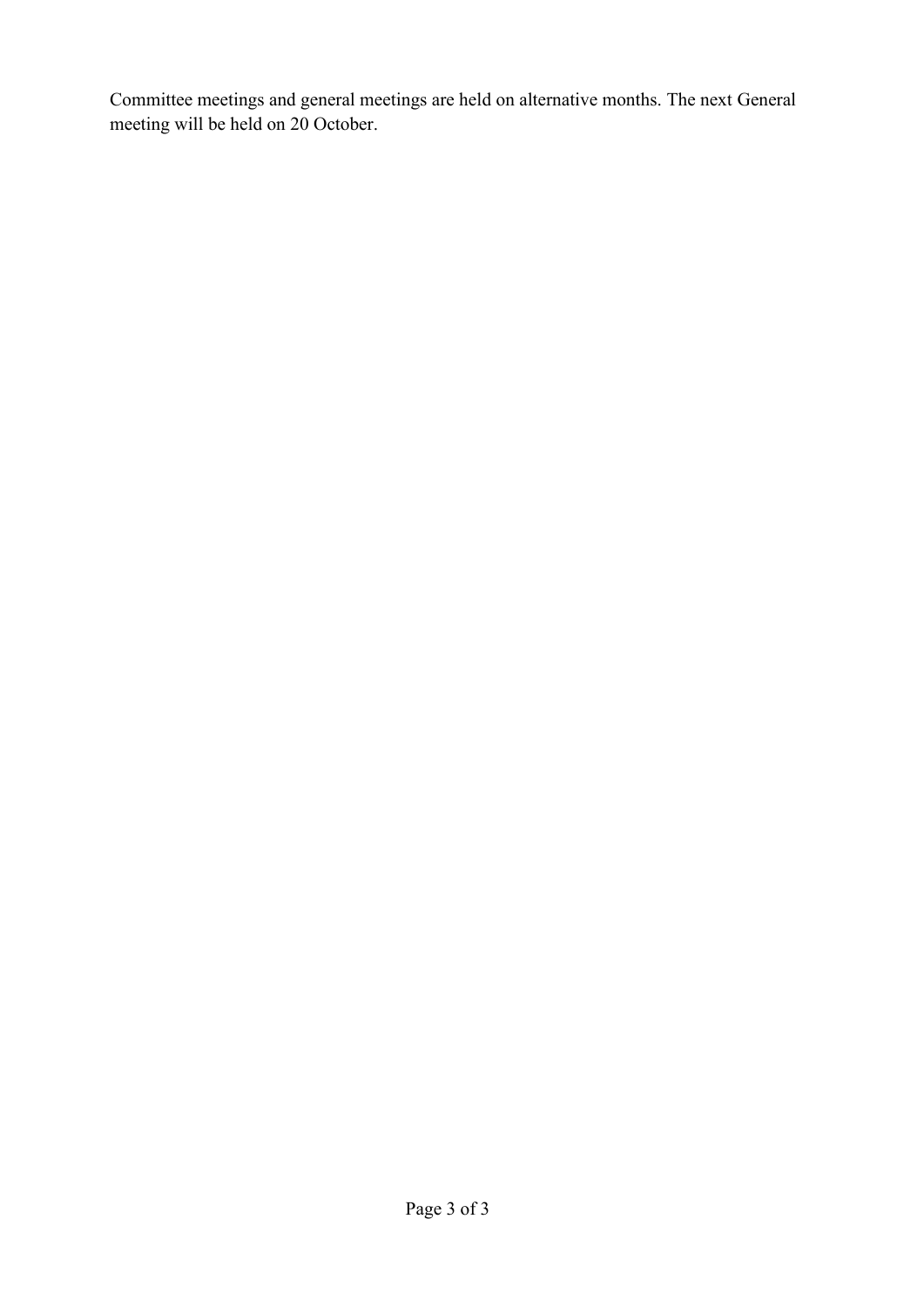Committee meetings and general meetings are held on alternative months. The next General meeting will be held on 20 October.